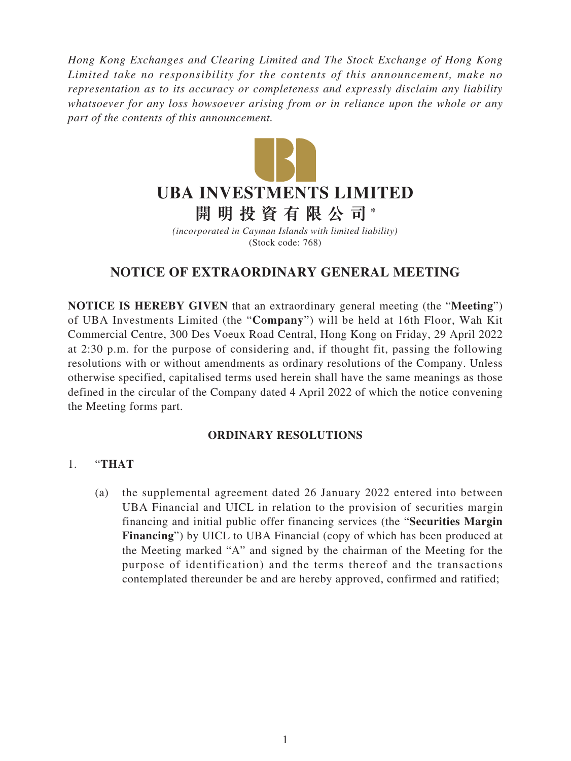*Hong Kong Exchanges and Clearing Limited and The Stock Exchange of Hong Kong Limited take no responsibility for the contents of this announcement, make no representation as to its accuracy or completeness and expressly disclaim any liability whatsoever for any loss howsoever arising from or in reliance upon the whole or any part of the contents of this announcement.*

# UBA INVESTMENTS LIMITED

# 開明投資有限公司*

*(incorporated in Cayman Islands with limited liability)*
(Stock code: 768)

## NOTICE OF EXTRAORDINARY GENERAL MEETING

**NOTICE IS HEREBY GIVEN** that an extraordinary general meeting (the "**Meeting**") of UBA Investments Limited (the "**Company**") will be held at 16th Floor, Wah Kit Commercial Centre, 300 Des Voeux Road Central, Hong Kong on Friday, 29 April 2022 at 2:30 p.m. for the purpose of considering and, if thought fit, passing the following resolutions with or without amendments as ordinary resolutions of the Company. Unless otherwise specified, capitalised terms used herein shall have the same meanings as those defined in the circular of the Company dated 4 April 2022 of which the notice convening the Meeting forms part.

### ORDINARY RESOLUTIONS

1. "**THAT**

   (a) the supplemental agreement dated 26 January 2022 entered into between UBA Financial and UICL in relation to the provision of securities margin financing and initial public offer financing services (the "**Securities Margin Financing**") by UICL to UBA Financial (copy of which has been produced at the Meeting marked "A" and signed by the chairman of the Meeting for the purpose of identification) and the terms thereof and the transactions contemplated thereunder be and are hereby approved, confirmed and ratified;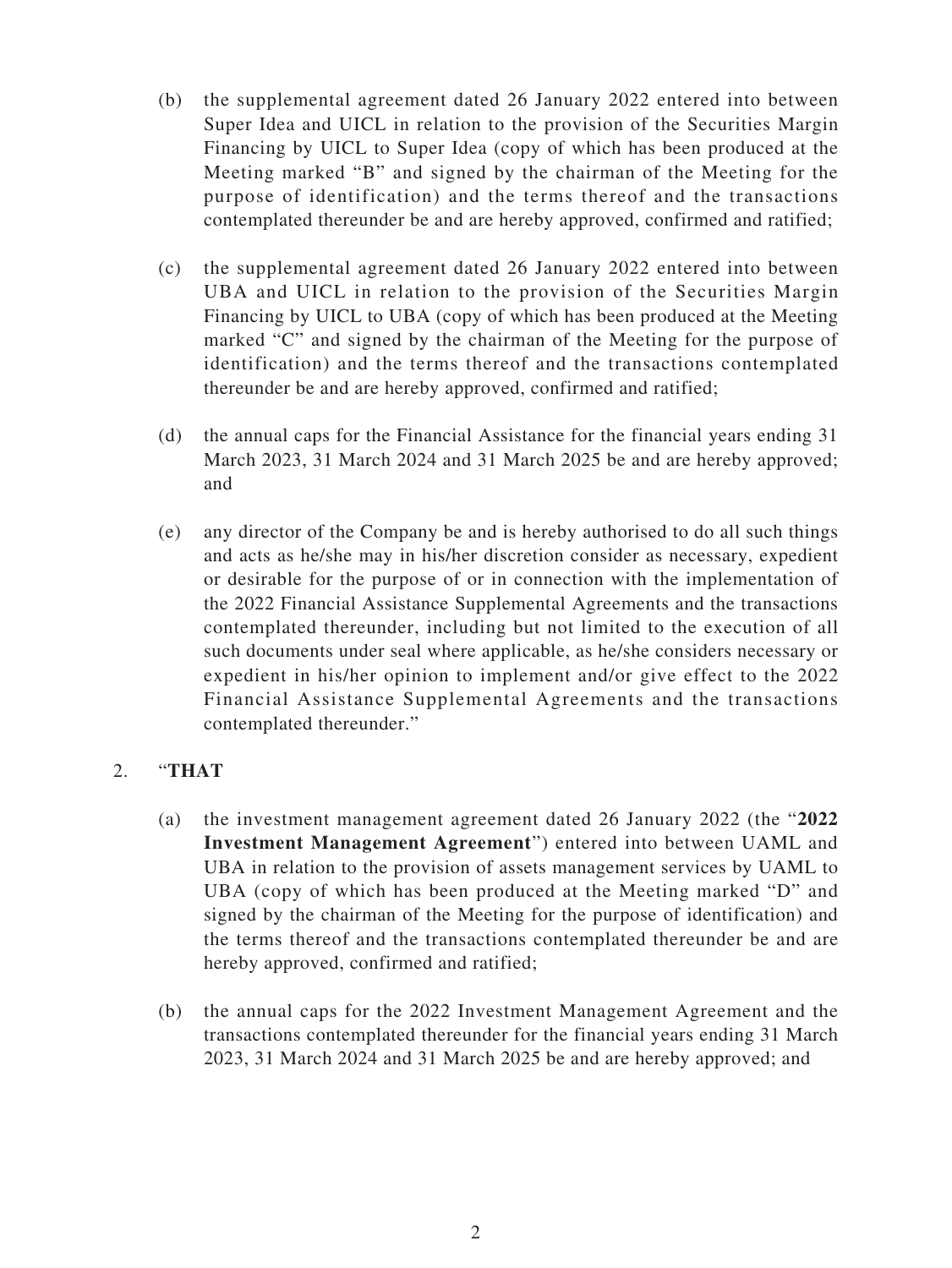(b) the supplemental agreement dated 26 January 2022 entered into between Super Idea and UICL in relation to the provision of the Securities Margin Financing by UICL to Super Idea (copy of which has been produced at the Meeting marked "B" and signed by the chairman of the Meeting for the purpose of identification) and the terms thereof and the transactions contemplated thereunder be and are hereby approved, confirmed and ratified;

(c) the supplemental agreement dated 26 January 2022 entered into between UBA and UICL in relation to the provision of the Securities Margin Financing by UICL to UBA (copy of which has been produced at the Meeting marked "C" and signed by the chairman of the Meeting for the purpose of identification) and the terms thereof and the transactions contemplated thereunder be and are hereby approved, confirmed and ratified;

(d) the annual caps for the Financial Assistance for the financial years ending 31 March 2023, 31 March 2024 and 31 March 2025 be and are hereby approved; and

(e) any director of the Company be and is hereby authorised to do all such things and acts as he/she may in his/her discretion consider as necessary, expedient or desirable for the purpose of or in connection with the implementation of the 2022 Financial Assistance Supplemental Agreements and the transactions contemplated thereunder, including but not limited to the execution of all such documents under seal where applicable, as he/she considers necessary or expedient in his/her opinion to implement and/or give effect to the 2022 Financial Assistance Supplemental Agreements and the transactions contemplated thereunder."

2. "**THAT**

(a) the investment management agreement dated 26 January 2022 (the "**2022 Investment Management Agreement**") entered into between UAML and UBA in relation to the provision of assets management services by UAML to UBA (copy of which has been produced at the Meeting marked "D" and signed by the chairman of the Meeting for the purpose of identification) and the terms thereof and the transactions contemplated thereunder be and are hereby approved, confirmed and ratified;

(b) the annual caps for the 2022 Investment Management Agreement and the transactions contemplated thereunder for the financial years ending 31 March 2023, 31 March 2024 and 31 March 2025 be and are hereby approved; and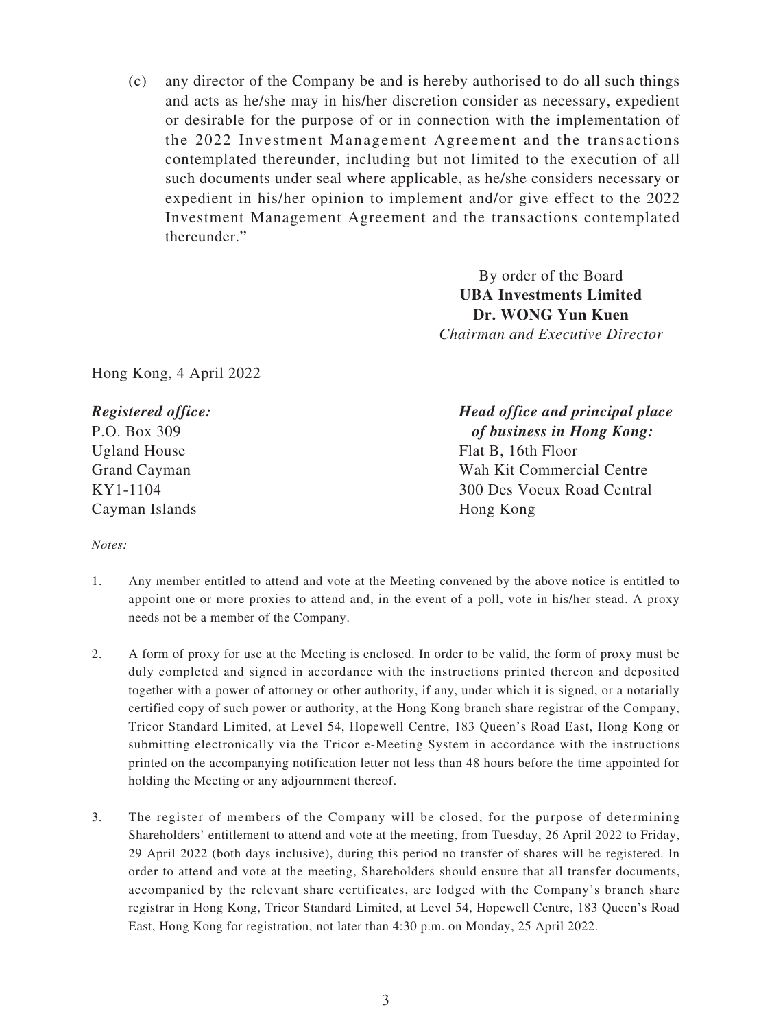(c) any director of the Company be and is hereby authorised to do all such things and acts as he/she may in his/her discretion consider as necessary, expedient or desirable for the purpose of or in connection with the implementation of the 2022 Investment Management Agreement and the transactions contemplated thereunder, including but not limited to the execution of all such documents under seal where applicable, as he/she considers necessary or expedient in his/her opinion to implement and/or give effect to the 2022 Investment Management Agreement and the transactions contemplated thereunder."

By order of the Board
**UBA Investments Limited**
**Dr. WONG Yun Kuen**
*Chairman and Executive Director*

Hong Kong, 4 April 2022

***Registered office:***
P.O. Box 309
Ugland House
Grand Cayman
KY1-1104
Cayman Islands

***Head office and principal place of business in Hong Kong:***
Flat B, 16th Floor
Wah Kit Commercial Centre
300 Des Voeux Road Central
Hong Kong

*Notes:*

1. Any member entitled to attend and vote at the Meeting convened by the above notice is entitled to appoint one or more proxies to attend and, in the event of a poll, vote in his/her stead. A proxy needs not be a member of the Company.

2. A form of proxy for use at the Meeting is enclosed. In order to be valid, the form of proxy must be duly completed and signed in accordance with the instructions printed thereon and deposited together with a power of attorney or other authority, if any, under which it is signed, or a notarially certified copy of such power or authority, at the Hong Kong branch share registrar of the Company, Tricor Standard Limited, at Level 54, Hopewell Centre, 183 Queen's Road East, Hong Kong or submitting electronically via the Tricor e-Meeting System in accordance with the instructions printed on the accompanying notification letter not less than 48 hours before the time appointed for holding the Meeting or any adjournment thereof.

3. The register of members of the Company will be closed, for the purpose of determining Shareholders' entitlement to attend and vote at the meeting, from Tuesday, 26 April 2022 to Friday, 29 April 2022 (both days inclusive), during this period no transfer of shares will be registered. In order to attend and vote at the meeting, Shareholders should ensure that all transfer documents, accompanied by the relevant share certificates, are lodged with the Company's branch share registrar in Hong Kong, Tricor Standard Limited, at Level 54, Hopewell Centre, 183 Queen's Road East, Hong Kong for registration, not later than 4:30 p.m. on Monday, 25 April 2022.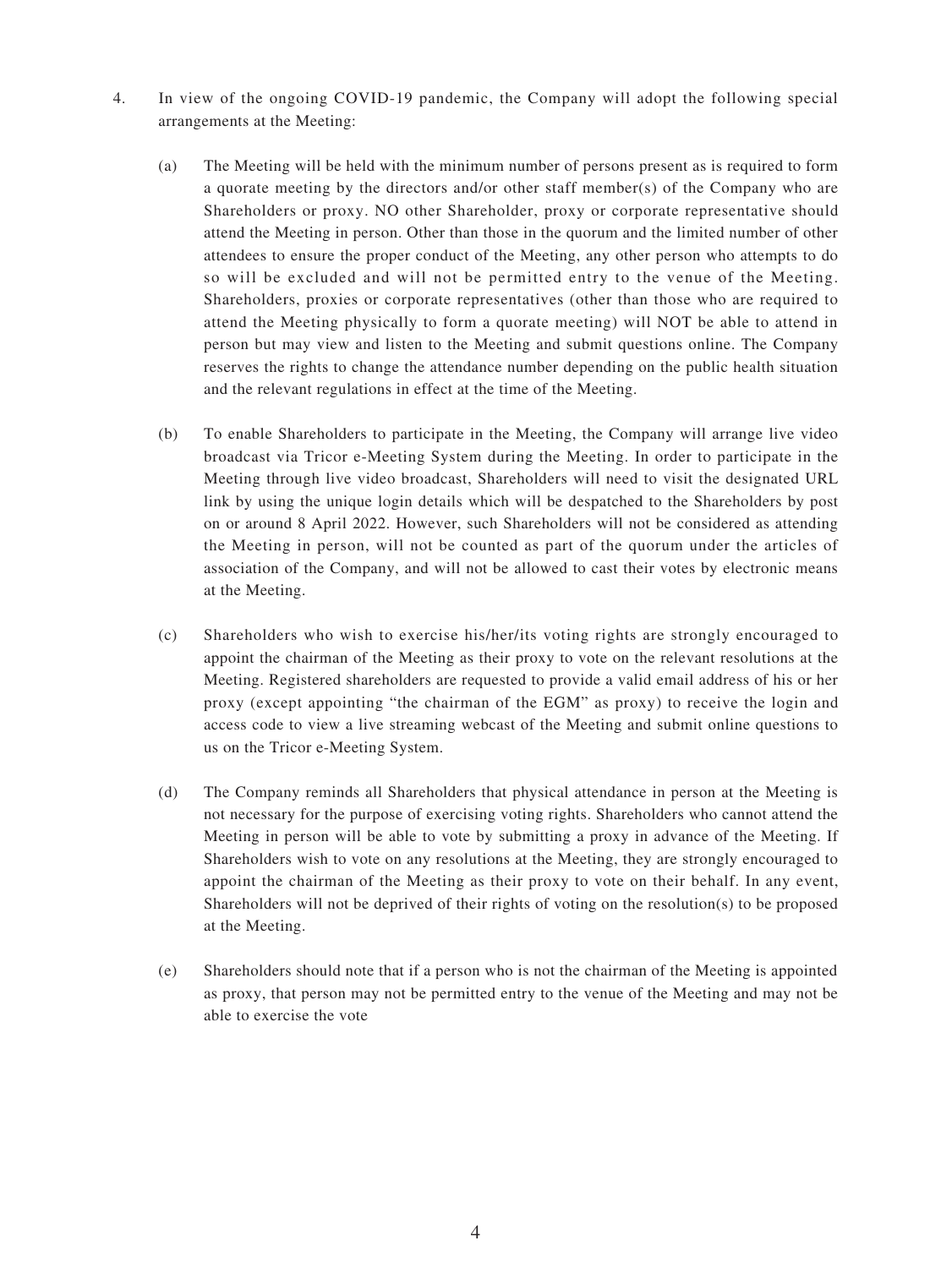4. In view of the ongoing COVID-19 pandemic, the Company will adopt the following special arrangements at the Meeting:

   (a) The Meeting will be held with the minimum number of persons present as is required to form a quorate meeting by the directors and/or other staff member(s) of the Company who are Shareholders or proxy. NO other Shareholder, proxy or corporate representative should attend the Meeting in person. Other than those in the quorum and the limited number of other attendees to ensure the proper conduct of the Meeting, any other person who attempts to do so will be excluded and will not be permitted entry to the venue of the Meeting. Shareholders, proxies or corporate representatives (other than those who are required to attend the Meeting physically to form a quorate meeting) will NOT be able to attend in person but may view and listen to the Meeting and submit questions online. The Company reserves the rights to change the attendance number depending on the public health situation and the relevant regulations in effect at the time of the Meeting.

   (b) To enable Shareholders to participate in the Meeting, the Company will arrange live video broadcast via Tricor e-Meeting System during the Meeting. In order to participate in the Meeting through live video broadcast, Shareholders will need to visit the designated URL link by using the unique login details which will be despatched to the Shareholders by post on or around 8 April 2022. However, such Shareholders will not be considered as attending the Meeting in person, will not be counted as part of the quorum under the articles of association of the Company, and will not be allowed to cast their votes by electronic means at the Meeting.

   (c) Shareholders who wish to exercise his/her/its voting rights are strongly encouraged to appoint the chairman of the Meeting as their proxy to vote on the relevant resolutions at the Meeting. Registered shareholders are requested to provide a valid email address of his or her proxy (except appointing "the chairman of the EGM" as proxy) to receive the login and access code to view a live streaming webcast of the Meeting and submit online questions to us on the Tricor e-Meeting System.

   (d) The Company reminds all Shareholders that physical attendance in person at the Meeting is not necessary for the purpose of exercising voting rights. Shareholders who cannot attend the Meeting in person will be able to vote by submitting a proxy in advance of the Meeting. If Shareholders wish to vote on any resolutions at the Meeting, they are strongly encouraged to appoint the chairman of the Meeting as their proxy to vote on their behalf. In any event, Shareholders will not be deprived of their rights of voting on the resolution(s) to be proposed at the Meeting.

   (e) Shareholders should note that if a person who is not the chairman of the Meeting is appointed as proxy, that person may not be permitted entry to the venue of the Meeting and may not be able to exercise the vote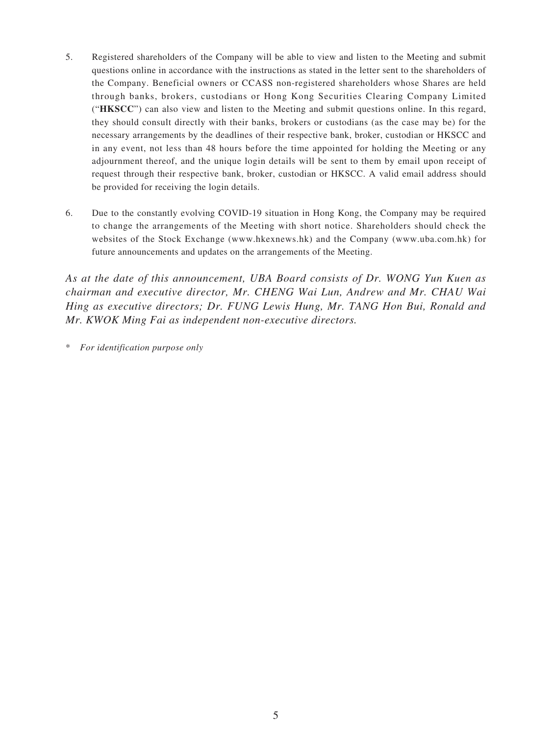5. Registered shareholders of the Company will be able to view and listen to the Meeting and submit questions online in accordance with the instructions as stated in the letter sent to the shareholders of the Company. Beneficial owners or CCASS non-registered shareholders whose Shares are held through banks, brokers, custodians or Hong Kong Securities Clearing Company Limited ("**HKSCC**") can also view and listen to the Meeting and submit questions online. In this regard, they should consult directly with their banks, brokers or custodians (as the case may be) for the necessary arrangements by the deadlines of their respective bank, broker, custodian or HKSCC and in any event, not less than 48 hours before the time appointed for holding the Meeting or any adjournment thereof, and the unique login details will be sent to them by email upon receipt of request through their respective bank, broker, custodian or HKSCC. A valid email address should be provided for receiving the login details.

6. Due to the constantly evolving COVID-19 situation in Hong Kong, the Company may be required to change the arrangements of the Meeting with short notice. Shareholders should check the websites of the Stock Exchange (www.hkexnews.hk) and the Company (www.uba.com.hk) for future announcements and updates on the arrangements of the Meeting.

*As at the date of this announcement, UBA Board consists of Dr. WONG Yun Kuen as chairman and executive director, Mr. CHENG Wai Lun, Andrew and Mr. CHAU Wai Hing as executive directors; Dr. FUNG Lewis Hung, Mr. TANG Hon Bui, Ronald and Mr. KWOK Ming Fai as independent non-executive directors.*

\* *For identification purpose only*